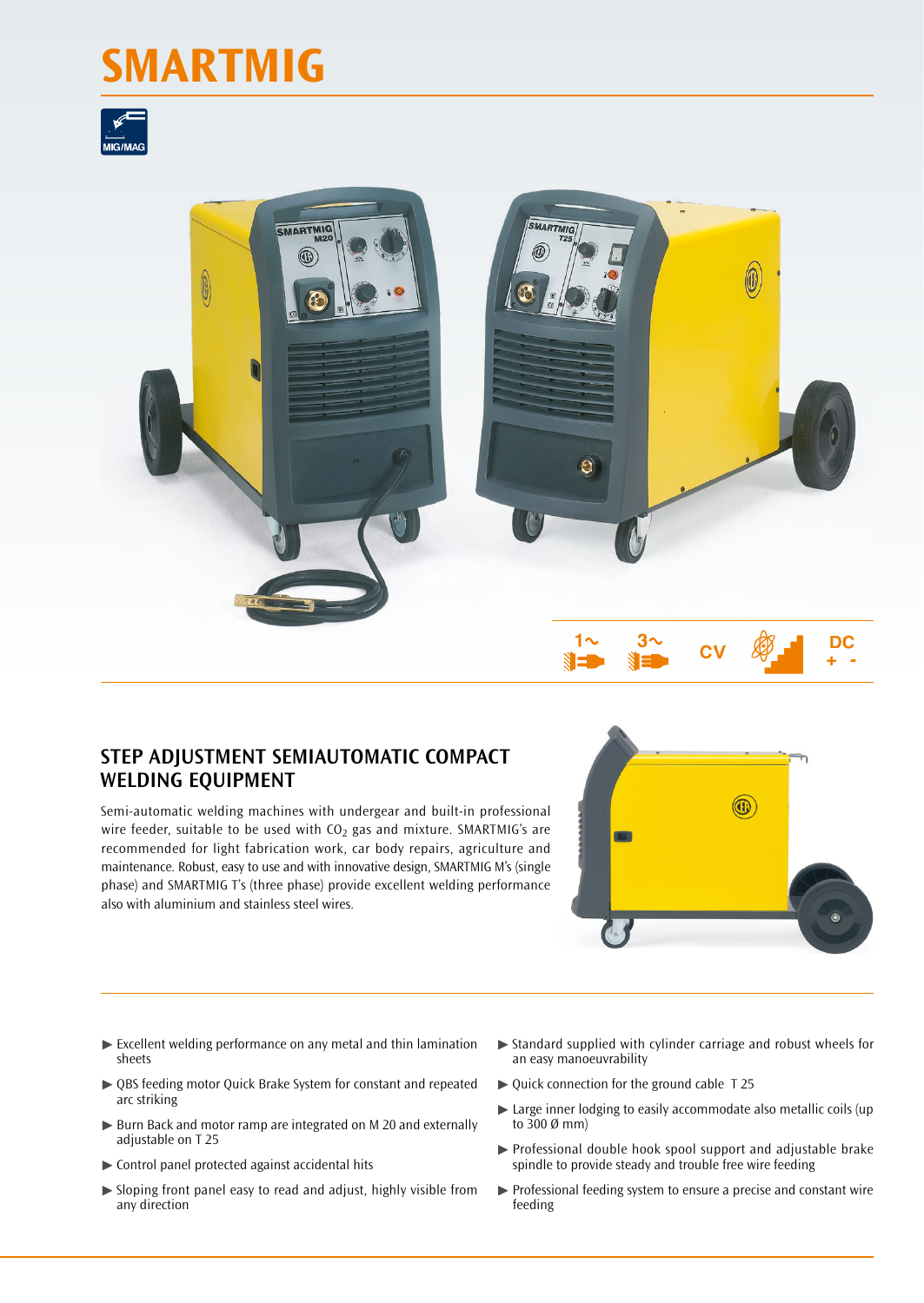# SMARTMIG

MIG/MAG

1~ 3~ CV DC + -

## STEP ADJUSTMENT SEMIAUTOMATIC COMPACT WELDING EQUIPMENT

Semi-automatic welding machines with undergear and built-in professional wire feeder, suitable to be used with $CO_2$ gas and mixture. SMARTMIG's are recommended for light fabrication work, car body repairs, agriculture and maintenance. Robust, easy to use and with innovative design, SMARTMIG M's (single phase) and SMARTMIG T's (three phase) provide excellent welding performance also with aluminium and stainless steel wires.

- ▶ Excellent welding performance on any metal and thin lamination sheets
- ▶ QBS feeding motor Quick Brake System for constant and repeated arc striking
- ▶ Burn Back and motor ramp are integrated on M 20 and externally adjustable on T 25
- ▶ Control panel protected against accidental hits
- ▶ Sloping front panel easy to read and adjust, highly visible from any direction
- ▶ Standard supplied with cylinder carriage and robust wheels for an easy manoeuvrability
- ▶ Quick connection for the ground cable T 25
- ▶ Large inner lodging to easily accommodate also metallic coils (up to 300 Ø mm)
- ▶ Professional double hook spool support and adjustable brake spindle to provide steady and trouble free wire feeding
- ▶ Professional feeding system to ensure a precise and constant wire feeding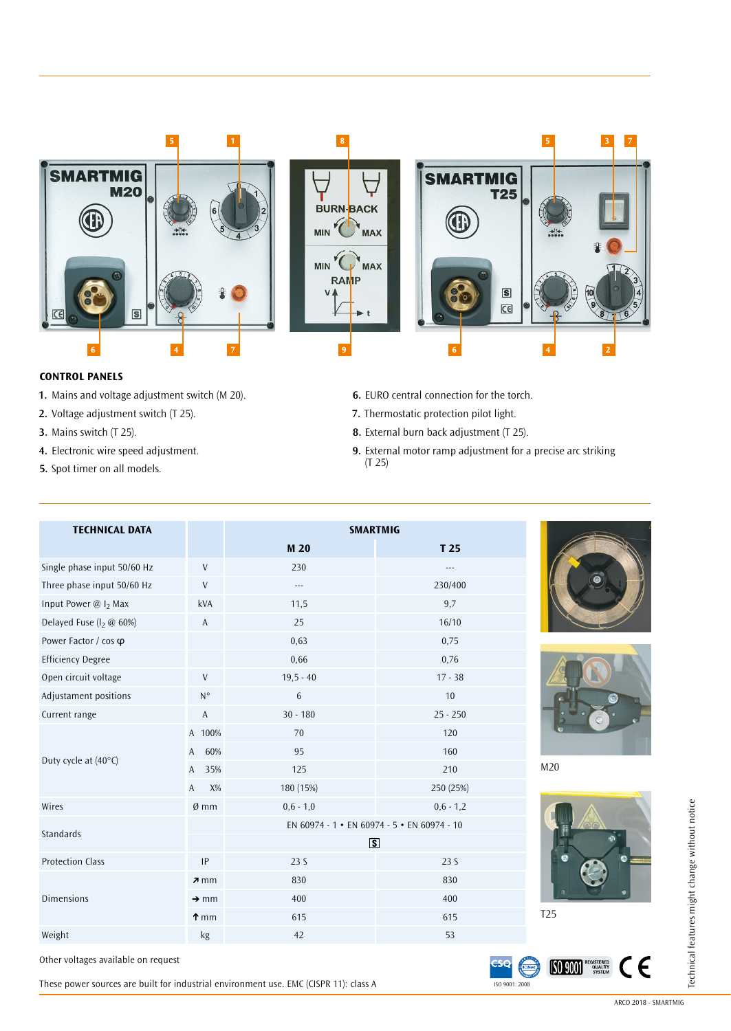## CONTROL PANELS

1. Mains and voltage adjustment switch (M 20).
2. Voltage adjustment switch (T 25).
3. Mains switch (T 25).
4. Electronic wire speed adjustment.
5. Spot timer on all models.
6. EURO central connection for the torch.
7. Thermostatic protection pilot light.
8. External burn back adjustment (T 25).
9. External motor ramp adjustment for a precise arc striking (T 25)

| TECHNICAL DATA | | SMARTMIG | |
|---|---|---|---|
| | | M 20 | T 25 |
| Single phase input 50/60 Hz | V | 230 | --- |
| Three phase input 50/60 Hz | V | --- | 230/400 |
| Input Power @ $I_2$ Max | kVA | 11,5 | 9,7 |
| Delayed Fuse ($I_2$ @ 60%) | A | 25 | 16/10 |
| Power Factor / cos φ | | 0,63 | 0,75 |
| Efficiency Degree | | 0,66 | 0,76 |
| Open circuit voltage | V | 19,5 - 40 | 17 - 38 |
| Adjustament positions | N° | 6 | 10 |
| Current range | A | 30 - 180 | 25 - 250 |
| Duty cycle at (40°C) | A 100% | 70 | 120 |
| | A 60% | 95 | 160 |
| | A 35% | 125 | 210 |
| | A X% | 180 (15%) | 250 (25%) |
| Wires | Ø mm | 0,6 - 1,0 | 0,6 - 1,2 |
| Standards | | EN 60974 - 1 • EN 60974 - 5 • EN 60974 - 10 | |
| | | S | |
| Protection Class | IP | 23 S | 23 S |
| Dimensions | ↗ mm | 830 | 830 |
| | → mm | 400 | 400 |
| | ↑ mm | 615 | 615 |
| Weight | kg | 42 | 53 |

M20

T25

Other voltages available on request

These power sources are built for industrial environment use. EMC (CISPR 11): class A

ISO 9001: 2008

Technical features might change without notice